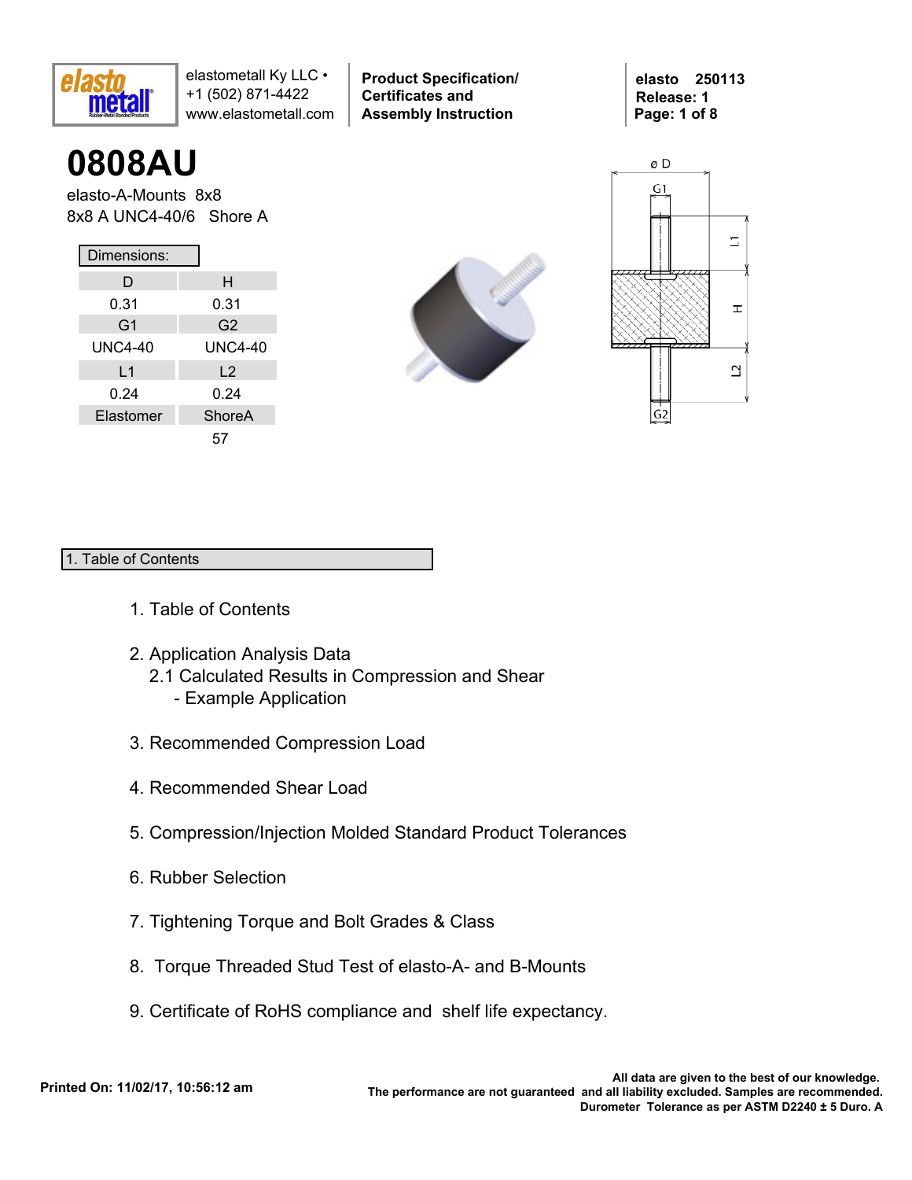elastometall Ky LLC • +1 (502) 871-4422 www.elastometall.com

**Product Specification/ Certificates and Assembly Instruction**

**elasto 250113**
**Release: 1**

# 0808AU

elasto-A-Mounts 8x8
8x8 A UNC4-40/6 Shore A

Dimensions:

| D | H |
|---|---|
| 0.31 | 0.31 |
| **G1** | **G2** |
| UNC4-40 | UNC4-40 |
| **L1** | **L2** |
| 0.24 | 0.24 |
| **Elastomer** | **ShoreA** |
| | 57 |

## 1. Table of Contents

1. Table of Contents
2. Application Analysis Data
   2.1 Calculated Results in Compression and Shear
      - Example Application
3. Recommended Compression Load
4. Recommended Shear Load
5. Compression/Injection Molded Standard Product Tolerances
6. Rubber Selection
7. Tightening Torque and Bolt Grades & Class
8. Torque Threaded Stud Test of elasto-A- and B-Mounts
9. Certificate of RoHS compliance and shelf life expectancy.

**Printed On: 11/02/17, 10:56:12 am**

**All data are given to the best of our knowledge. The performance are not guaranteed and all liability excluded. Samples are recommended. Durometer Tolerance as per ASTM D2240 ± 5 Duro. A**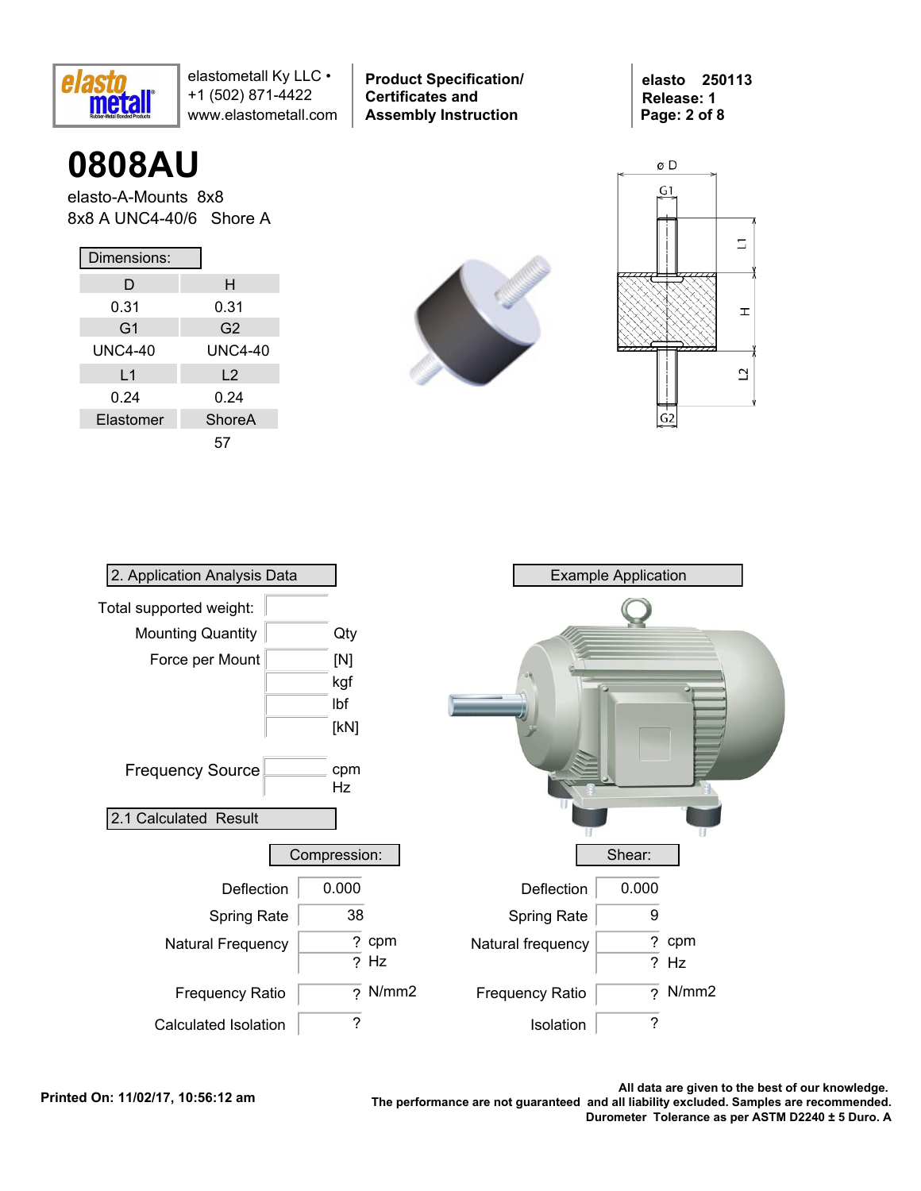# 0808AU

elasto-A-Mounts 8x8

8x8 A UNC4-40/6 Shore A

**Dimensions:**

| D | H |
|---|---|
| 0.31 | 0.31 |
| **G1** | **G2** |
| UNC4-40 | UNC4-40 |
| **L1** | **L2** |
| 0.24 | 0.24 |
| **Elastomer** | **ShoreA** |
| | 57 |

## 2. Application Analysis Data

| | | |
|---|---|---|
| Total supported weight: | | |
| Mounting Quantity | | Qty |
| Force per Mount | | [N] |
| | | kgf |
| | | lbf |
| | | [kN] |
| Frequency Source | | cpm |
| | | Hz |

## Example Application

## 2.1 Calculated Result

**Compression:**

| | | |
|---|---|---|
| Deflection | 0.000 | |
| Spring Rate | 38 | |
| Natural Frequency | ? | cpm |
| | ? | Hz |
| Frequency Ratio | ? | N/mm2 |
| Calculated Isolation | ? | |

**Shear:**

| | | |
|---|---|---|
| Deflection | 0.000 | |
| Spring Rate | 9 | |
| Natural frequency | ? | cpm |
| | ? | Hz |
| Frequency Ratio | ? | N/mm2 |
| Isolation | ? | |

**Printed On: 11/02/17, 10:56:12 am**

**All data are given to the best of our knowledge. The performance are not guaranteed and all liability excluded. Samples are recommended. Durometer Tolerance as per ASTM D2240 ± 5 Duro. A**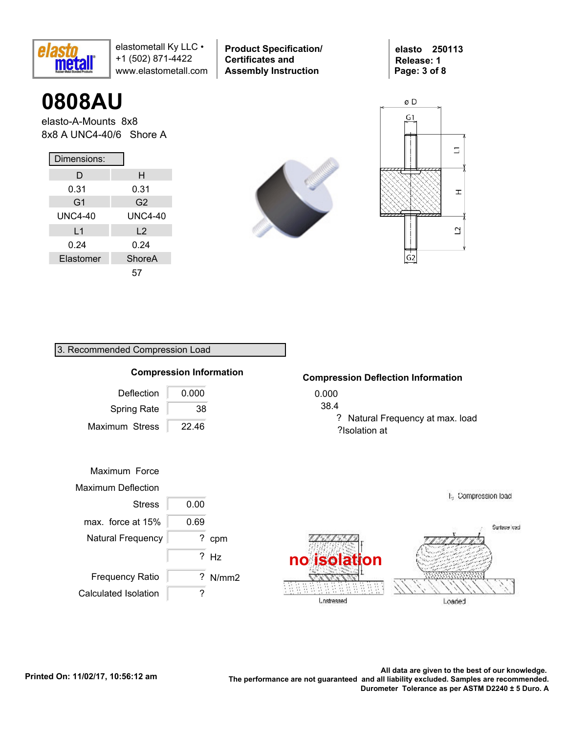# 0808AU

elasto-A-Mounts 8x8
8x8 A UNC4-40/6 Shore A

Dimensions:

| D | H |
|---|---|
| 0.31 | 0.31 |
| G1 | G2 |
| UNC4-40 | UNC4-40 |
| L1 | L2 |
| 0.24 | 0.24 |
| Elastomer | ShoreA |
| | 57 |

## 3. Recommended Compression Load

### Compression Information

| | |
|---|---|
| Deflection | 0.000 |
| Spring Rate | 38 |
| Maximum Stress | 22.46 |

Maximum Force

Maximum Deflection

| | | |
|---|---|---|
| Stress | 0.00 | |
| max. force at 15% | 0.69 | |
| Natural Frequency | ? | cpm |
| | ? | Hz |
| Frequency Ratio | ? | N/mm2 |
| Calculated Isolation | ? | |

### Compression Deflection Information

0.000
38.4
? Natural Frequency at max. load
?Isolation at

no isolation

Unstressed — Loaded

Compression load — Surface load

**Printed On: 11/02/17, 10:56:12 am**

**All data are given to the best of our knowledge.**
**The performance are not guaranteed and all liability excluded. Samples are recommended.**
**Durometer Tolerance as per ASTM D2240 ± 5 Duro. A**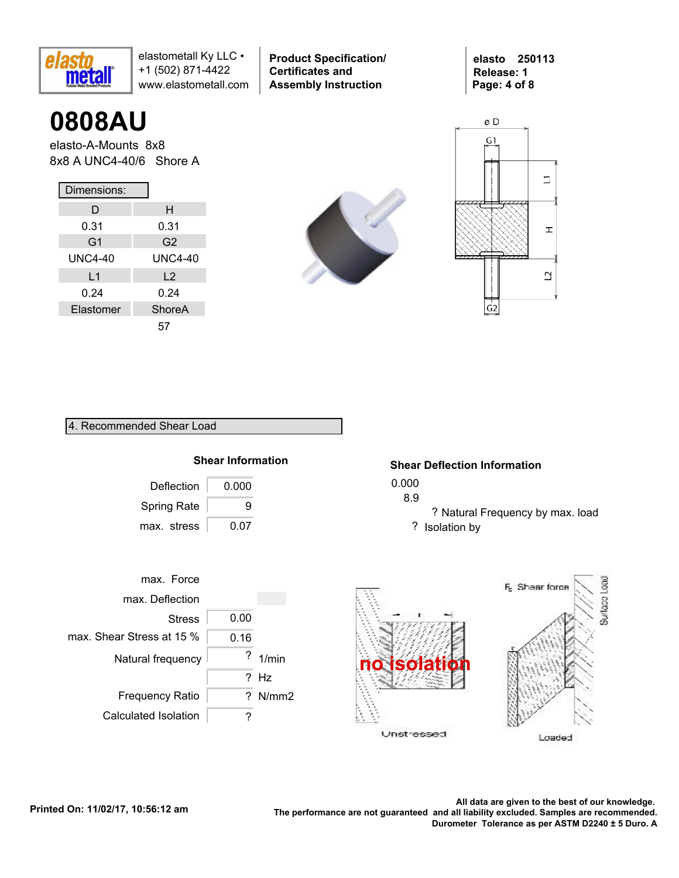# 0808AU

elasto-A-Mounts 8x8

8x8 A UNC4-40/6 Shore A

**Dimensions:**

| D | H |
|---|---|
| 0.31 | 0.31 |
| **G1** | **G2** |
| UNC4-40 | UNC4-40 |
| **L1** | **L2** |
| 0.24 | 0.24 |
| **Elastomer** | **ShoreA** |
| | 57 |

## 4. Recommended Shear Load

### Shear Information

| | |
|---|---|
| Deflection | 0.000 |
| Spring Rate | 9 |
| max. stress | 0.07 |

### Shear Deflection Information

0.000

8.9

? Natural Frequency by max. load

? Isolation by

| | | |
|---|---|---|
| max. Force | | |
| max. Deflection | | |
| Stress | 0.00 | |
| max. Shear Stress at 15 % | 0.16 | |
| Natural frequency | ? | 1/min |
| | ? | Hz |
| Frequency Ratio | ? | N/mm2 |
| Calculated Isolation | ? | |

no isolation

Unstressed

Loaded

$F_s$ Shear force

Surface Load

All data are given to the best of our knowledge.
The performance are not guaranteed and all liability excluded. Samples are recommended.
Durometer Tolerance as per ASTM D2240 ± 5 Duro. A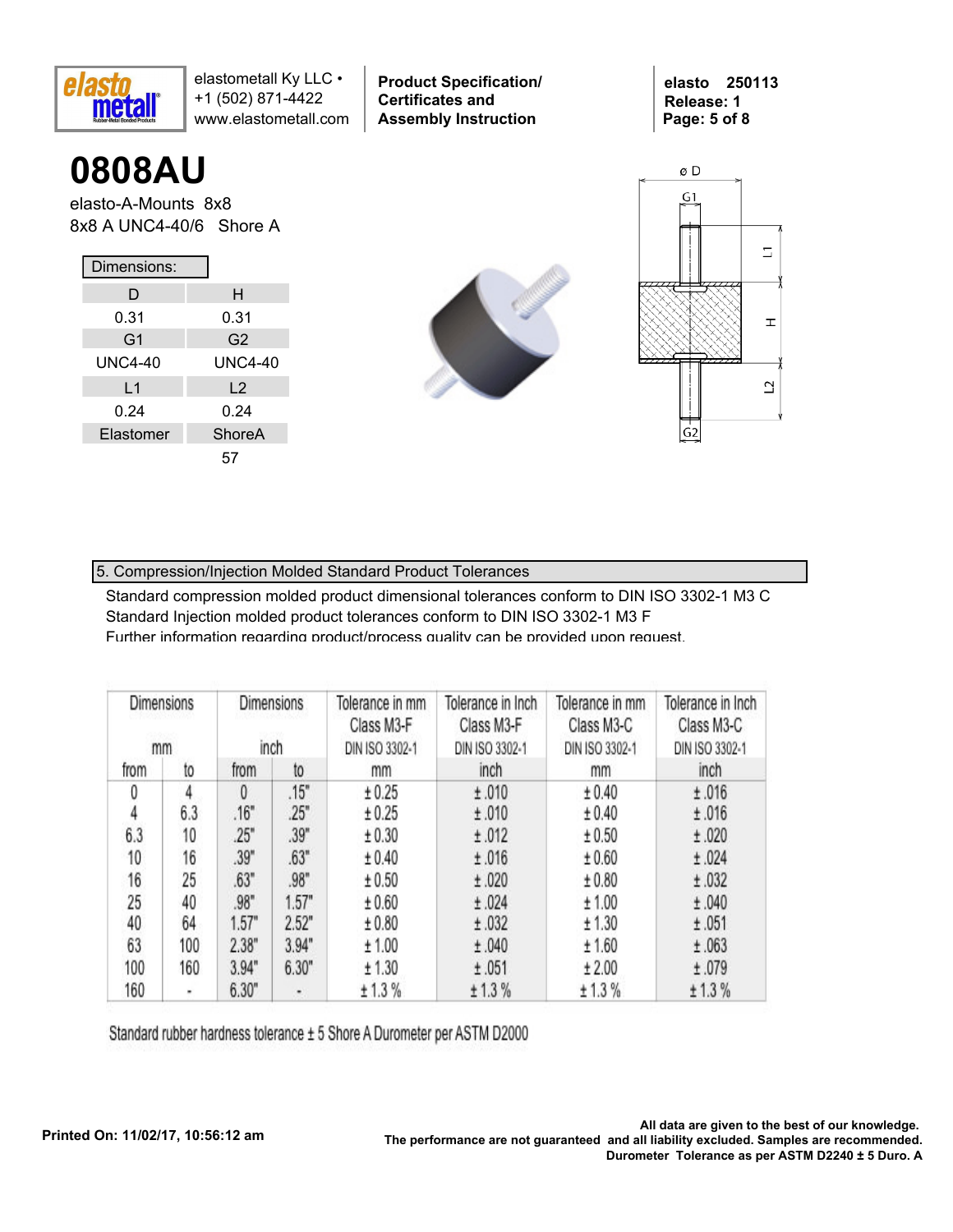# 0808AU

elasto-A-Mounts 8x8
8x8 A UNC4-40/6 Shore A

| Dimensions: | |
|---|---|
| D | H |
| 0.31 | 0.31 |
| G1 | G2 |
| UNC4-40 | UNC4-40 |
| L1 | L2 |
| 0.24 | 0.24 |
| Elastomer | ShoreA |
| | 57 |

## 5. Compression/Injection Molded Standard Product Tolerances

Standard compression molded product dimensional tolerances conform to DIN ISO 3302-1 M3 C
Standard Injection molded product tolerances conform to DIN ISO 3302-1 M3 F
Further information regarding product/process quality can be provided upon request.

| Dimensions mm | | Dimensions inch | | Tolerance in mm Class M3-F DIN ISO 3302-1 | Tolerance in Inch Class M3-F DIN ISO 3302-1 | Tolerance in mm Class M3-C DIN ISO 3302-1 | Tolerance in Inch Class M3-C DIN ISO 3302-1 |
|---|---|---|---|---|---|---|---|
| from | to | from | to | mm | inch | mm | inch |
| 0 | 4 | 0 | .15" | ±0.25 | ±.010 | ±0.40 | ±.016 |
| 4 | 6.3 | .16" | .25" | ±0.25 | ±.010 | ±0.40 | ±.016 |
| 6.3 | 10 | .25" | .39" | ±0.30 | ±.012 | ±0.50 | ±.020 |
| 10 | 16 | .39" | .63" | ±0.40 | ±.016 | ±0.60 | ±.024 |
| 16 | 25 | .63" | .98" | ±0.50 | ±.020 | ±0.80 | ±.032 |
| 25 | 40 | .98" | 1.57" | ±0.60 | ±.024 | ±1.00 | ±.040 |
| 40 | 64 | 1.57" | 2.52" | ±0.80 | ±.032 | ±1.30 | ±.051 |
| 63 | 100 | 2.38" | 3.94" | ±1.00 | ±.040 | ±1.60 | ±.063 |
| 100 | 160 | 3.94" | 6.30" | ±1.30 | ±.051 | ±2.00 | ±.079 |
| 160 | - | 6.30" | - | ±1.3 % | ±1.3 % | ±1.3 % | ±1.3 % |

Standard rubber hardness tolerance ± 5 Shore A Durometer per ASTM D2000

Printed On: 11/02/17, 10:56:12 am

**All data are given to the best of our knowledge. The performance are not guaranteed and all liability excluded. Samples are recommended. Durometer Tolerance as per ASTM D2240 ± 5 Duro. A**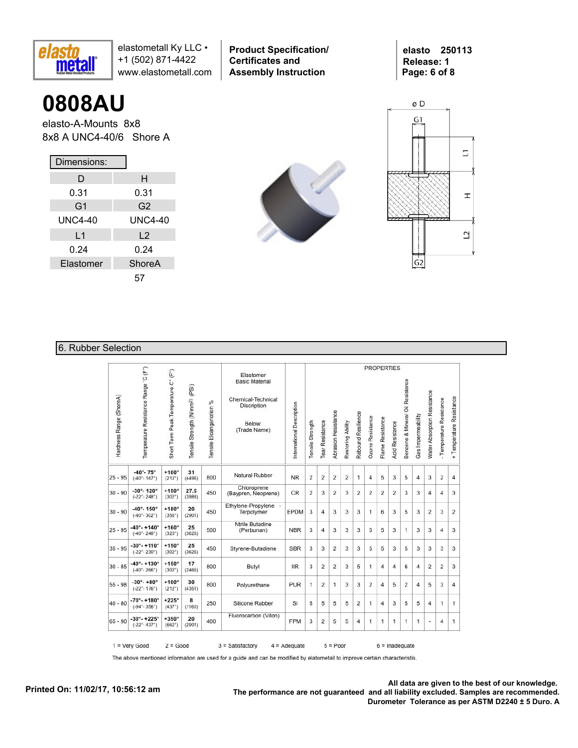# 0808AU

elasto-A-Mounts 8x8
8x8 A UNC4-40/6 Shore A

**Dimensions:**

| D | H |
|---|---|
| 0.31 | 0.31 |
| G1 | G2 |
| UNC4-40 | UNC4-40 |
| L1 | L2 |
| 0.24 | 0.24 |
| Elastomer | ShoreA |
| | 57 |

## 6. Rubber Selection

| Hardness Range (ShoreA) | Temperature Resistance Range °C (F°) | Short Term Peak Temperature C° (F°) | Tensile Strength (N/mm²) (PSI) | Tensile Elangenation % | Elastomer Basic Material / Chemical-Technical Discription / Below: (Trade Name) | International Description | Tensile Strength | Tear Resistance | Abrasion Resistance | Restoring Ability | Rebound Resilience | Ozone Resistance | Flame Resistance | Acid Resistance | Benzene & Mineral Oil Resistance | Gas Impermeability | Water Absorption Resistance | - Temperature Resistance | + Temperature Resistance |
|---|---|---|---|---|---|---|---|---|---|---|---|---|---|---|---|---|---|---|---|
| 25 - 95 | -40°- 75° (-40°- 167°) | +100° (212°) | 31 (4496) | 800 | Natural Rubber | NR | 2 | 2 | 2 | 2 | 1 | 4 | 5 | 3 | 5 | 4 | 3 | 2 | 4 |
| 30 - 90 | -30°- 120° (-22°- 248°) | +150° (302°) | 27.5 (3988) | 450 | Chloroprene (Baypren, Neoprene) | CR | 2 | 3 | 2 | 3 | 2 | 2 | 2 | 2 | 3 | 3 | 4 | 4 | 3 |
| 30 - 90 | -40°- 150° (-40°- 302°) | +180° (356°) | 20 (2901) | 450 | Ethylene-Propylene - Terpolymer | EPDM | 3 | 4 | 3 | 3 | 3 | 1 | 6 | 3 | 5 | 3 | 2 | 3 | 2 |
| 25 - 95 | -40°- +140° (-40°- 248°) | +160° (320°) | 25 (3626) | 500 | Ntrile Butadine (Perbunan) | NBR | 3 | 4 | 3 | 3 | 3 | 5 | 5 | 3 | 1 | 3 | 3 | 4 | 3 |
| 35 - 95 | -30°- +110° (-22°- 230°) | +150° (302°) | 25 (3626) | 450 | Styrene-Butadiene | SBR | 3 | 3 | 2 | 3 | 3 | 5 | 5 | 3 | 5 | 3 | 3 | 3 | 3 |
| 30 - 85 | -40°- +130° (-40°- 266°) | +150° (302°) | 17 (2466) | 800 | Butyl | IIR | 3 | 2 | 2 | 3 | 5 | 1 | 4 | 4 | 6 | 4 | 2 | 2 | 3 |
| 55 - 98 | -30°- +80° (-22°- 176°) | +100° (212°) | 30 (4351) | 800 | Polyurethane | PUR | 1 | 2 | 1 | 3 | 3 | 2 | 4 | 5 | 2 | 4 | 5 | 3 | 4 |
| 40 - 80 | -70°- +180° (-94°- 356°) | +225° (437°) | 8 (1160) | 250 | Silicone Rubber | SI | 5 | 5 | 5 | 5 | 2 | 1 | 4 | 3 | 5 | 5 | 4 | 1 | 1 |
| 65 - 90 | -30°- +225° (-22°- 437°) | +350° (662°) | 20 (2901) | 400 | Fluorocarbon (Viton) | FPM | 3 | 2 | 5 | 5 | 4 | 1 | 1 | 1 | 1 | 1 | - | 4 | 1 |

1 = Very Good 2 = Good 3 = Satisfactory 4 = Adequate 5 = Poor 6 = Inadequate

The above mentioned information are used for a guide and can be modified by elatometall to improve certain characteristis.

Printed On: 11/02/17, 10:56:12 am

**All data are given to the best of our knowledge. The performance are not guaranteed and all liability excluded. Samples are recommended. Durometer Tolerance as per ASTM D2240 ± 5 Duro. A**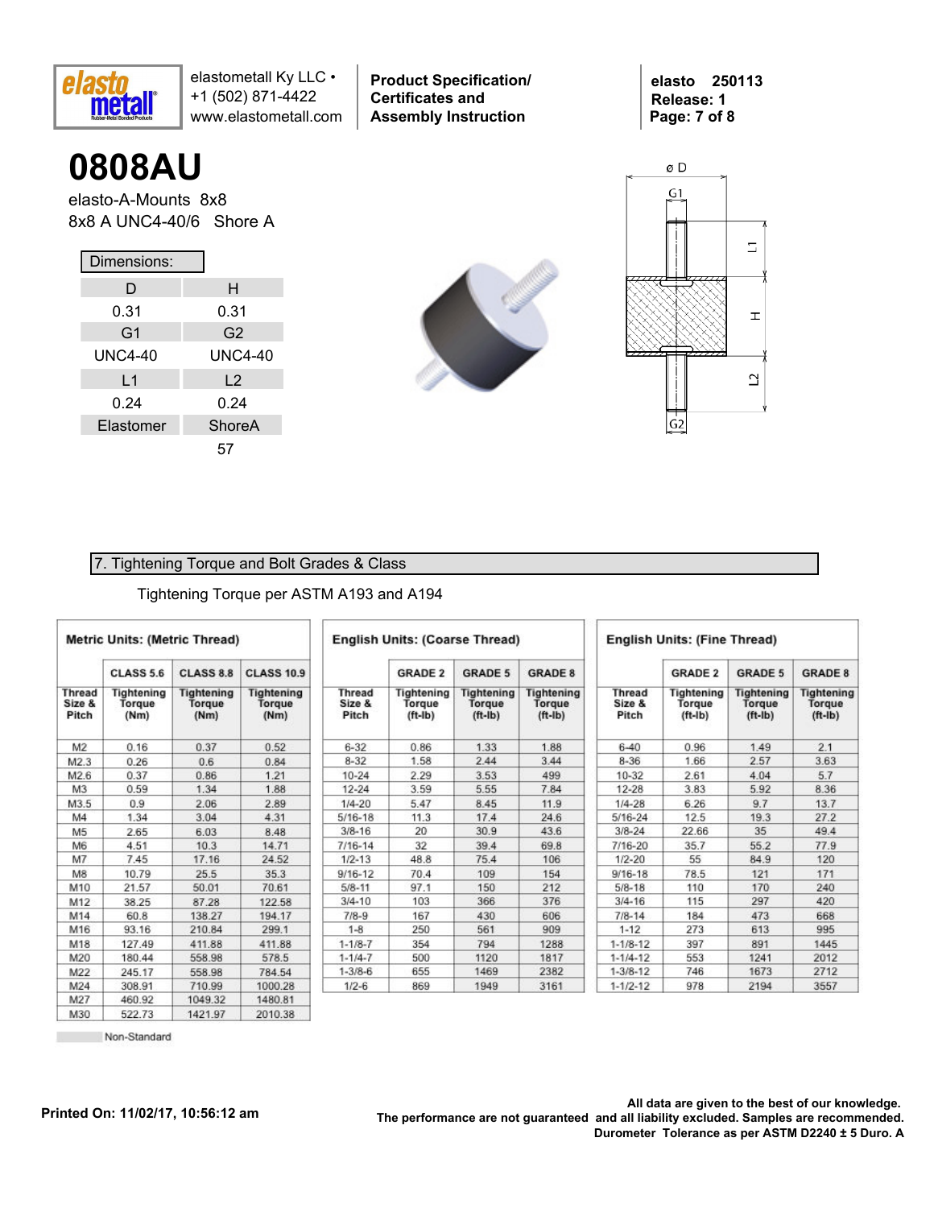# 0808AU

elasto-A-Mounts 8x8

8x8 A UNC4-40/6 Shore A

| Dimensions: | |
|---|---|
| D | H |
| 0.31 | 0.31 |
| G1 | G2 |
| UNC4-40 | UNC4-40 |
| L1 | L2 |
| 0.24 | 0.24 |
| Elastomer | ShoreA |
| | 57 |

## 7. Tightening Torque and Bolt Grades & Class

Tightening Torque per ASTM A193 and A194

**Metric Units: (Metric Thread)**

| Thread Size & Pitch | CLASS 5.6 Tightening Torque (Nm) | CLASS 8.8 Tightening Torque (Nm) | CLASS 10.9 Tightening Torque (Nm) |
|---|---|---|---|
| M2 | 0.16 | 0.37 | 0.52 |
| M2.3 | 0.26 | 0.6 | 0.84 |
| M2.6 | 0.37 | 0.86 | 1.21 |
| M3 | 0.59 | 1.34 | 1.88 |
| M3.5 | 0.9 | 2.06 | 2.89 |
| M4 | 1.34 | 3.04 | 4.31 |
| M5 | 2.65 | 6.03 | 8.48 |
| M6 | 4.51 | 10.3 | 14.71 |
| M7 | 7.45 | 17.16 | 24.52 |
| M8 | 10.79 | 25.5 | 35.3 |
| M10 | 21.57 | 50.01 | 70.61 |
| M12 | 38.25 | 87.28 | 122.58 |
| M14 | 60.8 | 138.27 | 194.17 |
| M16 | 93.16 | 210.84 | 299.1 |
| M18 | 127.49 | 411.88 | 411.88 |
| M20 | 180.44 | 558.98 | 578.5 |
| M22 | 245.17 | 558.98 | 784.54 |
| M24 | 308.91 | 710.99 | 1000.28 |
| M27 | 460.92 | 1049.32 | 1480.81 |
| M30 | 522.73 | 1421.97 | 2010.38 |

**English Units: (Coarse Thread)**

| Thread Size & Pitch | GRADE 2 Tightening Torque (ft-lb) | GRADE 5 Tightening Torque (ft-lb) | GRADE 8 Tightening Torque (ft-lb) |
|---|---|---|---|
| 6-32 | 0.86 | 1.33 | 1.88 |
| 8-32 | 1.58 | 2.44 | 3.44 |
| 10-24 | 2.29 | 3.53 | 499 |
| 12-24 | 3.59 | 5.55 | 7.84 |
| 1/4-20 | 5.47 | 8.45 | 11.9 |
| 5/16-18 | 11.3 | 17.4 | 24.6 |
| 3/8-16 | 20 | 30.9 | 43.6 |
| 7/16-14 | 32 | 39.4 | 69.8 |
| 1/2-13 | 48.8 | 75.4 | 106 |
| 9/16-12 | 70.4 | 109 | 154 |
| 5/8-11 | 97.1 | 150 | 212 |
| 3/4-10 | 103 | 366 | 376 |
| 7/8-9 | 167 | 430 | 606 |
| 1-8 | 250 | 561 | 909 |
| 1-1/8-7 | 354 | 794 | 1288 |
| 1-1/4-7 | 500 | 1120 | 1817 |
| 1-3/8-6 | 655 | 1469 | 2382 |
| 1/2-6 | 869 | 1949 | 3161 |

**English Units: (Fine Thread)**

| Thread Size & Pitch | GRADE 2 Tightening Torque (ft-lb) | GRADE 5 Tightening Torque (ft-lb) | GRADE 8 Tightening Torque (ft-lb) |
|---|---|---|---|
| 6-40 | 0.96 | 1.49 | 2.1 |
| 8-36 | 1.66 | 2.57 | 3.63 |
| 10-32 | 2.61 | 4.04 | 5.7 |
| 12-28 | 3.83 | 5.92 | 8.36 |
| 1/4-28 | 6.26 | 9.7 | 13.7 |
| 5/16-24 | 12.5 | 19.3 | 27.2 |
| 3/8-24 | 22.66 | 35 | 49.4 |
| 7/16-20 | 35.7 | 55.2 | 77.9 |
| 1/2-20 | 55 | 84.9 | 120 |
| 9/16-18 | 78.5 | 121 | 171 |
| 5/8-18 | 110 | 170 | 240 |
| 3/4-16 | 115 | 297 | 420 |
| 7/8-14 | 184 | 473 | 668 |
| 1-12 | 273 | 613 | 995 |
| 1-1/8-12 | 397 | 891 | 1445 |
| 1-1/4-12 | 553 | 1241 | 2012 |
| 1-3/8-12 | 746 | 1673 | 2712 |
| 1-1/2-12 | 978 | 2194 | 3557 |

Non-Standard

Printed On: 11/02/17, 10:56:12 am

All data are given to the best of our knowledge. The performance are not guaranteed and all liability excluded. Samples are recommended. Durometer Tolerance as per ASTM D2240 ± 5 Duro. A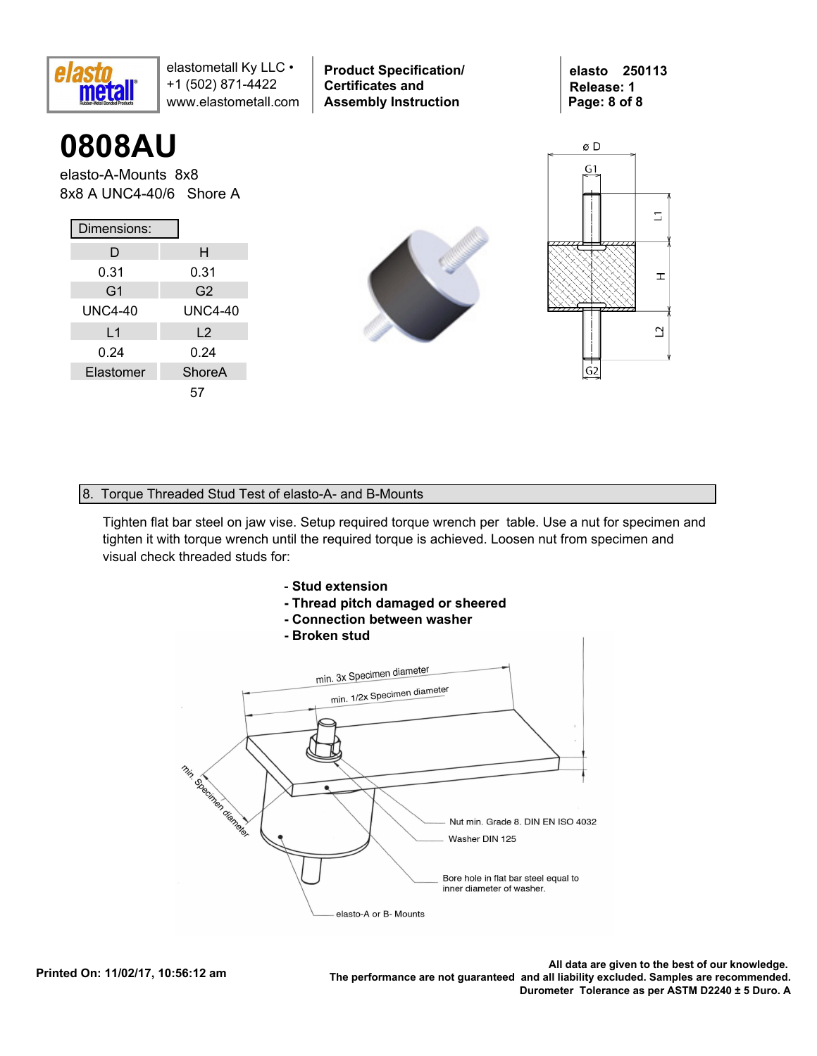# 0808AU

elasto-A-Mounts 8x8
8x8 A UNC4-40/6 Shore A

**Dimensions:**

| D | H |
|---|---|
| 0.31 | 0.31 |
| G1 | G2 |
| UNC4-40 | UNC4-40 |
| L1 | L2 |
| 0.24 | 0.24 |
| Elastomer | ShoreA |
| | 57 |

## 8. Torque Threaded Stud Test of elasto-A- and B-Mounts

Tighten flat bar steel on jaw vise. Setup required torque wrench per table. Use a nut for specimen and tighten it with torque wrench until the required torque is achieved. Loosen nut from specimen and visual check threaded studs for:

- **Stud extension**
- **Thread pitch damaged or sheered**
- **Connection between washer**
- **Broken stud**

min. 3x Specimen diameter
min. 1/2x Specimen diameter
min. Specimen diameter
Nut min. Grade 8. DIN EN ISO 4032
Washer DIN 125
Bore hole in flat bar steel equal to inner diameter of washer.
elasto-A or B- Mounts

Printed On: 11/02/17, 10:56:12 am

**All data are given to the best of our knowledge.**
**The performance are not guaranteed and all liability excluded. Samples are recommended.**
**Durometer Tolerance as per ASTM D2240 ± 5 Duro. A**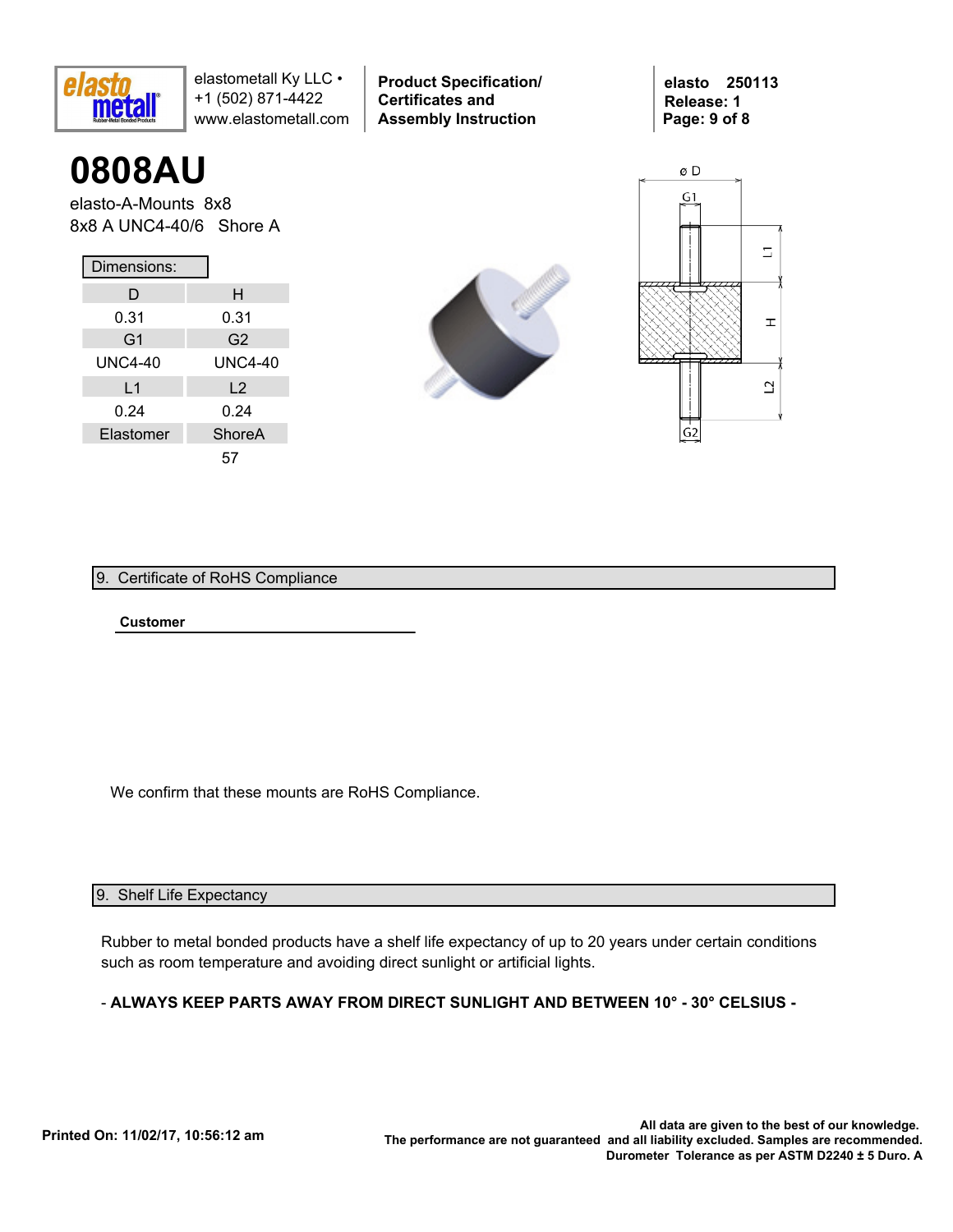# 0808AU

elasto-A-Mounts 8x8
8x8 A UNC4-40/6 Shore A

Dimensions:

| | |
|---|---|
| D | H |
| 0.31 | 0.31 |
| G1 | G2 |
| UNC4-40 | UNC4-40 |
| L1 | L2 |
| 0.24 | 0.24 |
| Elastomer | ShoreA |
| | 57 |

ø D
G1
L1
H
L2
G2

## 9. Certificate of RoHS Compliance

**Customer**

We confirm that these mounts are RoHS Compliance.

## 9. Shelf Life Expectancy

Rubber to metal bonded products have a shelf life expectancy of up to 20 years under certain conditions such as room temperature and avoiding direct sunlight or artificial lights.

- **ALWAYS KEEP PARTS AWAY FROM DIRECT SUNLIGHT AND BETWEEN 10° - 30° CELSIUS -**

**Printed On: 11/02/17, 10:56:12 am**

**All data are given to the best of our knowledge.**
**The performance are not guaranteed and all liability excluded. Samples are recommended.**
**Durometer Tolerance as per ASTM D2240 ± 5 Duro. A**